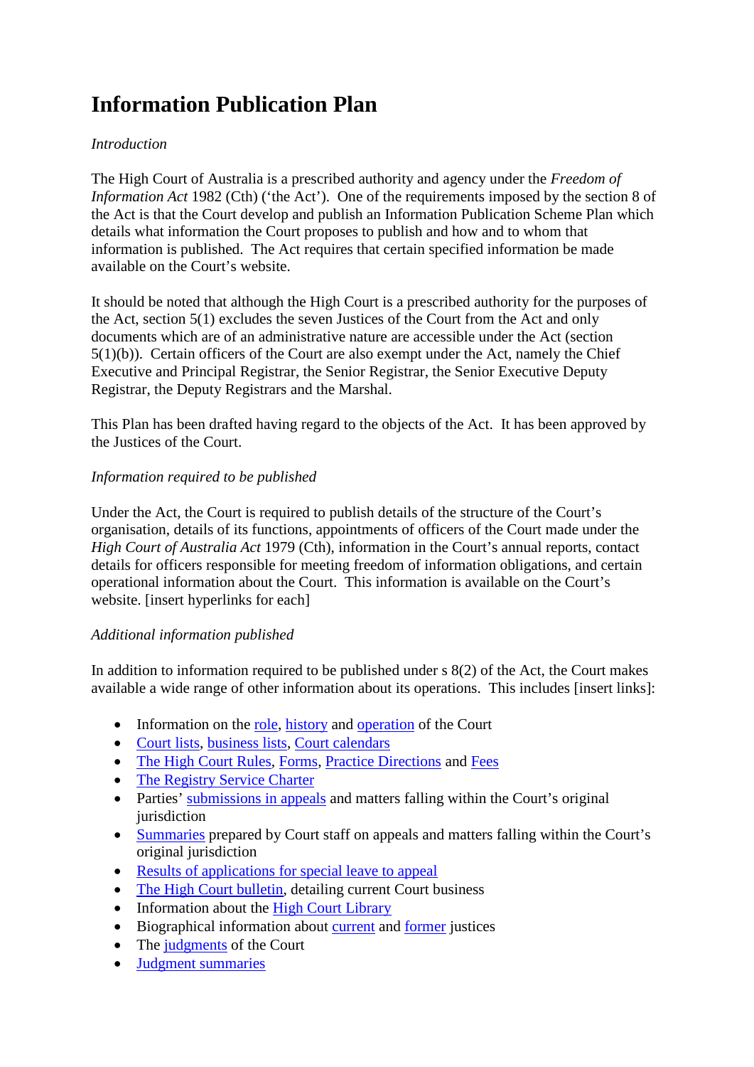# Information Publication Plan

*Introduction*

The High Court of Australia is a prescribed authority and agency under the *Freedom of Information Act* 1982 (Cth) ('the Act'). One of the requirements imposed by the section 8 of the Act is that the Court develop and publish an Information Publication Scheme Plan which details what information the Court proposes to publish and how and to whom that information is published. The Act requires that certain specified information be made available on the Court's website.

It should be noted that although the High Court is a prescribed authority for the purposes of the Act, section 5(1) excludes the seven Justices of the Court from the Act and only documents which are of an administrative nature are accessible under the Act (section 5(1)(b)). Certain officers of the Court are also exempt under the Act, namely the Chief Executive and Principal Registrar, the Senior Registrar, the Senior Executive Deputy Registrar, the Deputy Registrars and the Marshal.

This Plan has been drafted having regard to the objects of the Act. It has been approved by the Justices of the Court.

*Information required to be published*

Under the Act, the Court is required to publish details of the structure of the Court's organisation, details of its functions, appointments of officers of the Court made under the *High Court of Australia Act* 1979 (Cth), information in the Court's annual reports, contact details for officers responsible for meeting freedom of information obligations, and certain operational information about the Court. This information is available on the Court's website. [insert hyperlinks for each]

*Additional information published*

In addition to information required to be published under s 8(2) of the Act, the Court makes available a wide range of other information about its operations. This includes [insert links]:

- Information on the role, history and operation of the Court
- Court lists, business lists, Court calendars
- The High Court Rules, Forms, Practice Directions and Fees
- The Registry Service Charter
- Parties' submissions in appeals and matters falling within the Court's original jurisdiction
- Summaries prepared by Court staff on appeals and matters falling within the Court's original jurisdiction
- Results of applications for special leave to appeal
- The High Court bulletin, detailing current Court business
- Information about the High Court Library
- Biographical information about current and former justices
- The judgments of the Court
- Judgment summaries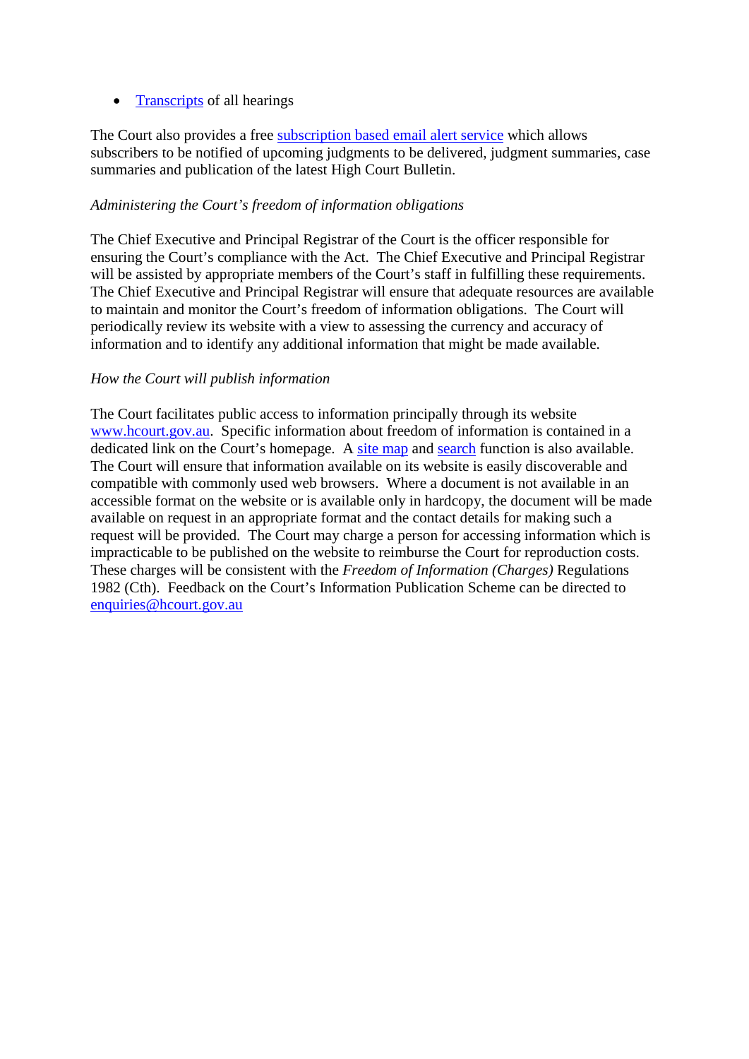- Transcripts of all hearings

The Court also provides a free subscription based email alert service which allows subscribers to be notified of upcoming judgments to be delivered, judgment summaries, case summaries and publication of the latest High Court Bulletin.

*Administering the Court's freedom of information obligations*

The Chief Executive and Principal Registrar of the Court is the officer responsible for ensuring the Court's compliance with the Act. The Chief Executive and Principal Registrar will be assisted by appropriate members of the Court's staff in fulfilling these requirements. The Chief Executive and Principal Registrar will ensure that adequate resources are available to maintain and monitor the Court's freedom of information obligations. The Court will periodically review its website with a view to assessing the currency and accuracy of information and to identify any additional information that might be made available.

*How the Court will publish information*

The Court facilitates public access to information principally through its website www.hcourt.gov.au. Specific information about freedom of information is contained in a dedicated link on the Court's homepage. A site map and search function is also available. The Court will ensure that information available on its website is easily discoverable and compatible with commonly used web browsers. Where a document is not available in an accessible format on the website or is available only in hardcopy, the document will be made available on request in an appropriate format and the contact details for making such a request will be provided. The Court may charge a person for accessing information which is impracticable to be published on the website to reimburse the Court for reproduction costs. These charges will be consistent with the *Freedom of Information (Charges)* Regulations 1982 (Cth). Feedback on the Court's Information Publication Scheme can be directed to enquiries@hcourt.gov.au